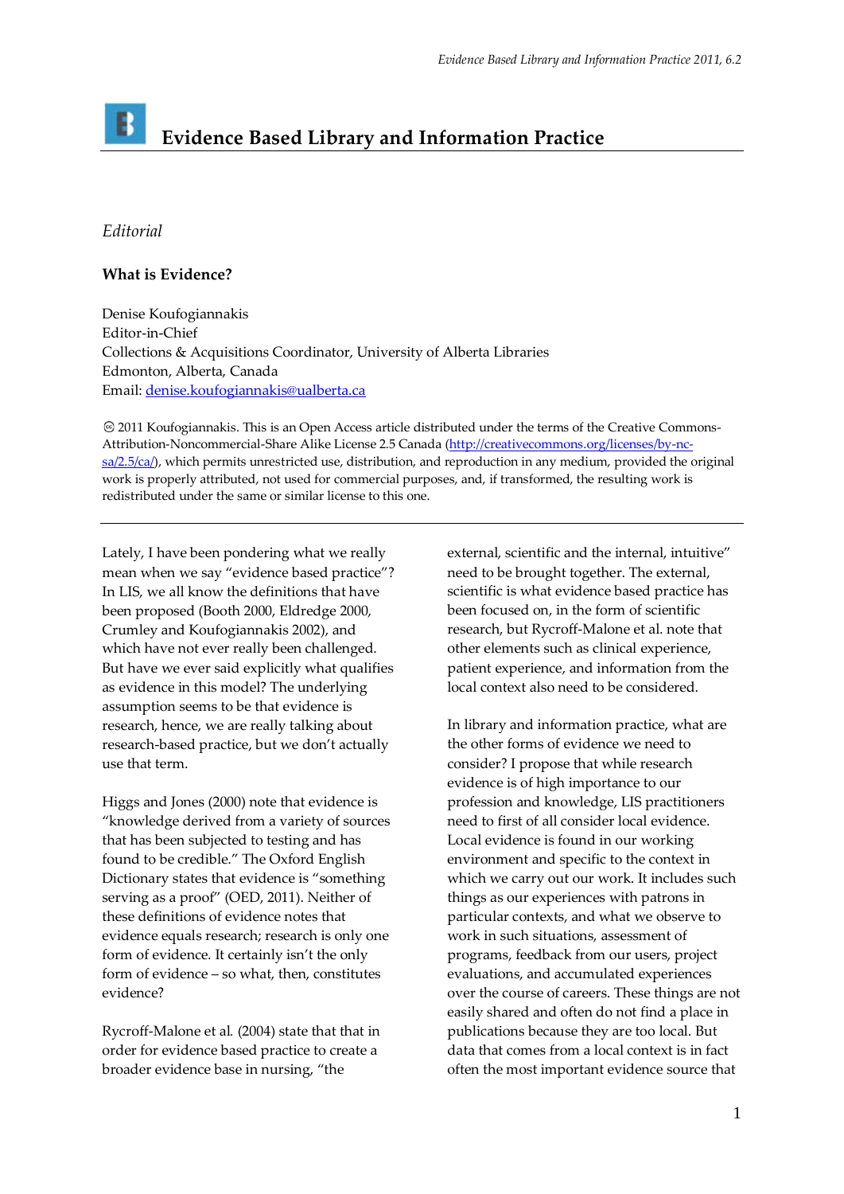# Evidence Based Library and Information Practice

*Editorial*

**What is Evidence?**

Denise Koufogiannakis
Editor-in-Chief
Collections & Acquisitions Coordinator, University of Alberta Libraries
Edmonton, Alberta, Canada
Email: [denise.koufogiannakis@ualberta.ca](mailto:denise.koufogiannakis@ualberta.ca)

© 2011 Koufogiannakis. This is an Open Access article distributed under the terms of the Creative Commons-Attribution-Noncommercial-Share Alike License 2.5 Canada (http://creativecommons.org/licenses/by-nc-sa/2.5/ca/), which permits unrestricted use, distribution, and reproduction in any medium, provided the original work is properly attributed, not used for commercial purposes, and, if transformed, the resulting work is redistributed under the same or similar license to this one.

---

Lately, I have been pondering what we really mean when we say "evidence based practice"? In LIS, we all know the definitions that have been proposed (Booth 2000, Eldredge 2000, Crumley and Koufogiannakis 2002), and which have not ever really been challenged. But have we ever said explicitly what qualifies as evidence in this model? The underlying assumption seems to be that evidence is research, hence, we are really talking about research-based practice, but we don't actually use that term.

Higgs and Jones (2000) note that evidence is "knowledge derived from a variety of sources that has been subjected to testing and has found to be credible." The Oxford English Dictionary states that evidence is "something serving as a proof" (OED, 2011). Neither of these definitions of evidence notes that evidence equals research; research is only one form of evidence. It certainly isn't the only form of evidence – so what, then, constitutes evidence?

Rycroff-Malone et al. (2004) state that that in order for evidence based practice to create a broader evidence base in nursing, "the external, scientific and the internal, intuitive" need to be brought together. The external, scientific is what evidence based practice has been focused on, in the form of scientific research, but Rycroff-Malone et al. note that other elements such as clinical experience, patient experience, and information from the local context also need to be considered.

In library and information practice, what are the other forms of evidence we need to consider? I propose that while research evidence is of high importance to our profession and knowledge, LIS practitioners need to first of all consider local evidence. Local evidence is found in our working environment and specific to the context in which we carry out our work. It includes such things as our experiences with patrons in particular contexts, and what we observe to work in such situations, assessment of programs, feedback from our users, project evaluations, and accumulated experiences over the course of careers. These things are not easily shared and often do not find a place in publications because they are too local. But data that comes from a local context is in fact often the most important evidence source that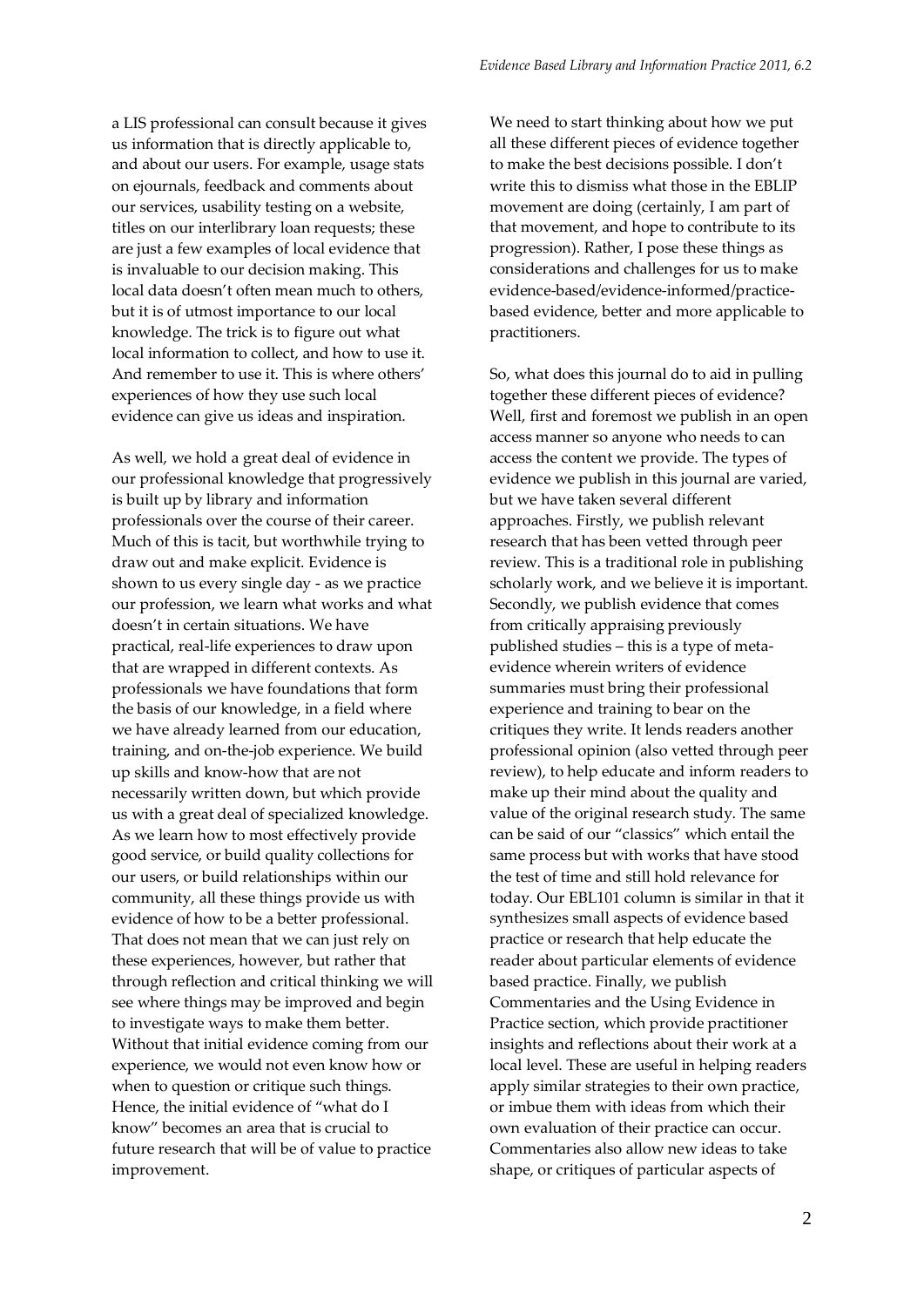a LIS professional can consult because it gives us information that is directly applicable to, and about our users. For example, usage stats on ejournals, feedback and comments about our services, usability testing on a website, titles on our interlibrary loan requests; these are just a few examples of local evidence that is invaluable to our decision making. This local data doesn't often mean much to others, but it is of utmost importance to our local knowledge. The trick is to figure out what local information to collect, and how to use it. And remember to use it. This is where others' experiences of how they use such local evidence can give us ideas and inspiration.

As well, we hold a great deal of evidence in our professional knowledge that progressively is built up by library and information professionals over the course of their career. Much of this is tacit, but worthwhile trying to draw out and make explicit. Evidence is shown to us every single day - as we practice our profession, we learn what works and what doesn't in certain situations. We have practical, real-life experiences to draw upon that are wrapped in different contexts. As professionals we have foundations that form the basis of our knowledge, in a field where we have already learned from our education, training, and on-the-job experience. We build up skills and know-how that are not necessarily written down, but which provide us with a great deal of specialized knowledge. As we learn how to most effectively provide good service, or build quality collections for our users, or build relationships within our community, all these things provide us with evidence of how to be a better professional. That does not mean that we can just rely on these experiences, however, but rather that through reflection and critical thinking we will see where things may be improved and begin to investigate ways to make them better. Without that initial evidence coming from our experience, we would not even know how or when to question or critique such things. Hence, the initial evidence of "what do I know" becomes an area that is crucial to future research that will be of value to practice improvement.

We need to start thinking about how we put all these different pieces of evidence together to make the best decisions possible. I don't write this to dismiss what those in the EBLIP movement are doing (certainly, I am part of that movement, and hope to contribute to its progression). Rather, I pose these things as considerations and challenges for us to make evidence-based/evidence-informed/practice-based evidence, better and more applicable to practitioners.

So, what does this journal do to aid in pulling together these different pieces of evidence? Well, first and foremost we publish in an open access manner so anyone who needs to can access the content we provide. The types of evidence we publish in this journal are varied, but we have taken several different approaches. Firstly, we publish relevant research that has been vetted through peer review. This is a traditional role in publishing scholarly work, and we believe it is important. Secondly, we publish evidence that comes from critically appraising previously published studies – this is a type of meta-evidence wherein writers of evidence summaries must bring their professional experience and training to bear on the critiques they write. It lends readers another professional opinion (also vetted through peer review), to help educate and inform readers to make up their mind about the quality and value of the original research study. The same can be said of our "classics" which entail the same process but with works that have stood the test of time and still hold relevance for today. Our EBL101 column is similar in that it synthesizes small aspects of evidence based practice or research that help educate the reader about particular elements of evidence based practice. Finally, we publish Commentaries and the Using Evidence in Practice section, which provide practitioner insights and reflections about their work at a local level. These are useful in helping readers apply similar strategies to their own practice, or imbue them with ideas from which their own evaluation of their practice can occur. Commentaries also allow new ideas to take shape, or critiques of particular aspects of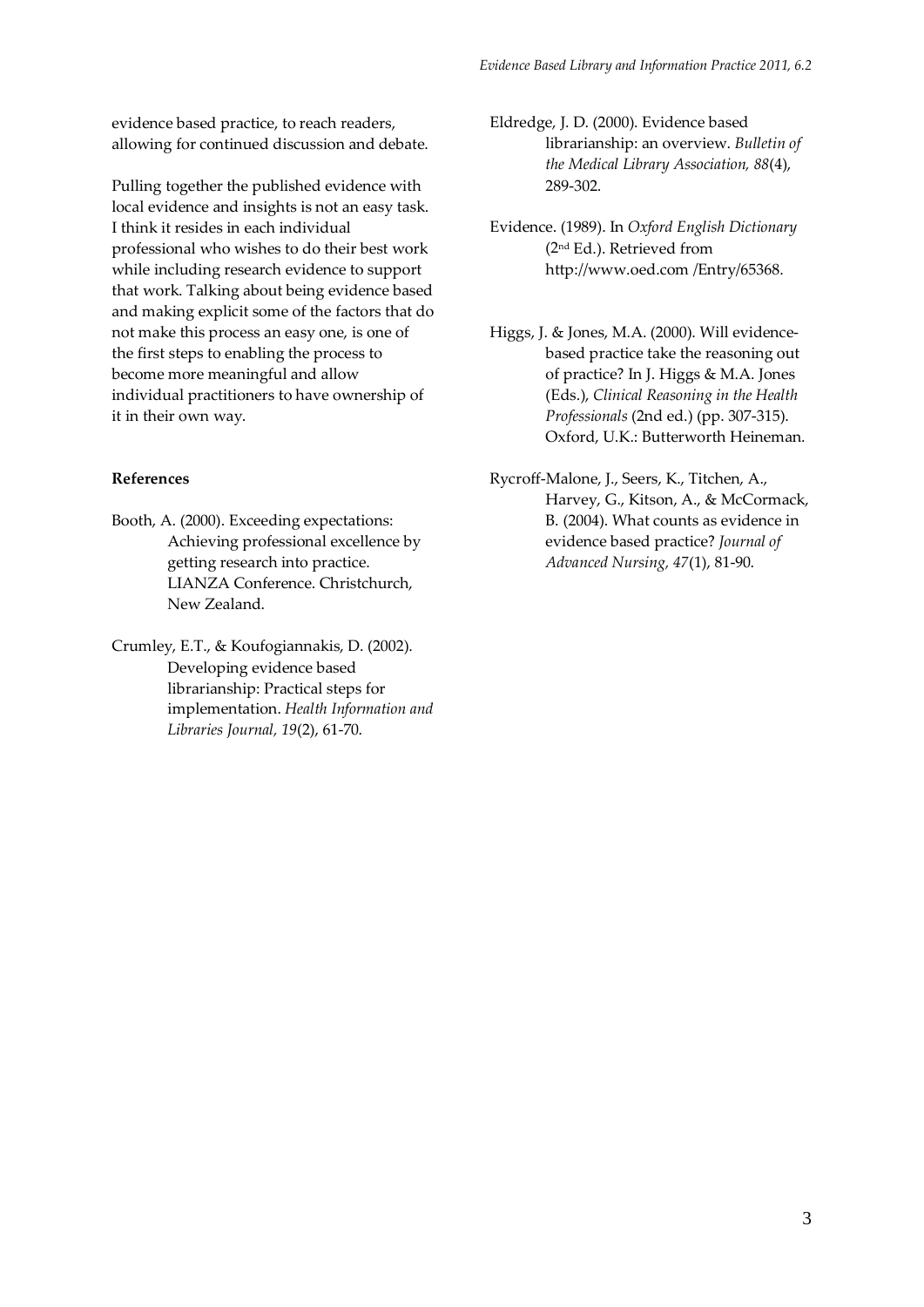evidence based practice, to reach readers, allowing for continued discussion and debate.

Pulling together the published evidence with local evidence and insights is not an easy task. I think it resides in each individual professional who wishes to do their best work while including research evidence to support that work. Talking about being evidence based and making explicit some of the factors that do not make this process an easy one, is one of the first steps to enabling the process to become more meaningful and allow individual practitioners to have ownership of it in their own way.

**References**

Booth, A. (2000). Exceeding expectations: Achieving professional excellence by getting research into practice. LIANZA Conference. Christchurch, New Zealand.

Crumley, E.T., & Koufogiannakis, D. (2002). Developing evidence based librarianship: Practical steps for implementation. *Health Information and Libraries Journal, 19*(2), 61-70.

Eldredge, J. D. (2000). Evidence based librarianship: an overview. *Bulletin of the Medical Library Association, 88*(4), 289-302.

Evidence. (1989). In *Oxford English Dictionary* (2nd Ed.). Retrieved from http://www.oed.com /Entry/65368.

Higgs, J. & Jones, M.A. (2000). Will evidence-based practice take the reasoning out of practice? In J. Higgs & M.A. Jones (Eds.), *Clinical Reasoning in the Health Professionals* (2nd ed.) (pp. 307-315). Oxford, U.K.: Butterworth Heineman.

Rycroff-Malone, J., Seers, K., Titchen, A., Harvey, G., Kitson, A., & McCormack, B. (2004). What counts as evidence in evidence based practice? *Journal of Advanced Nursing, 47*(1), 81-90.